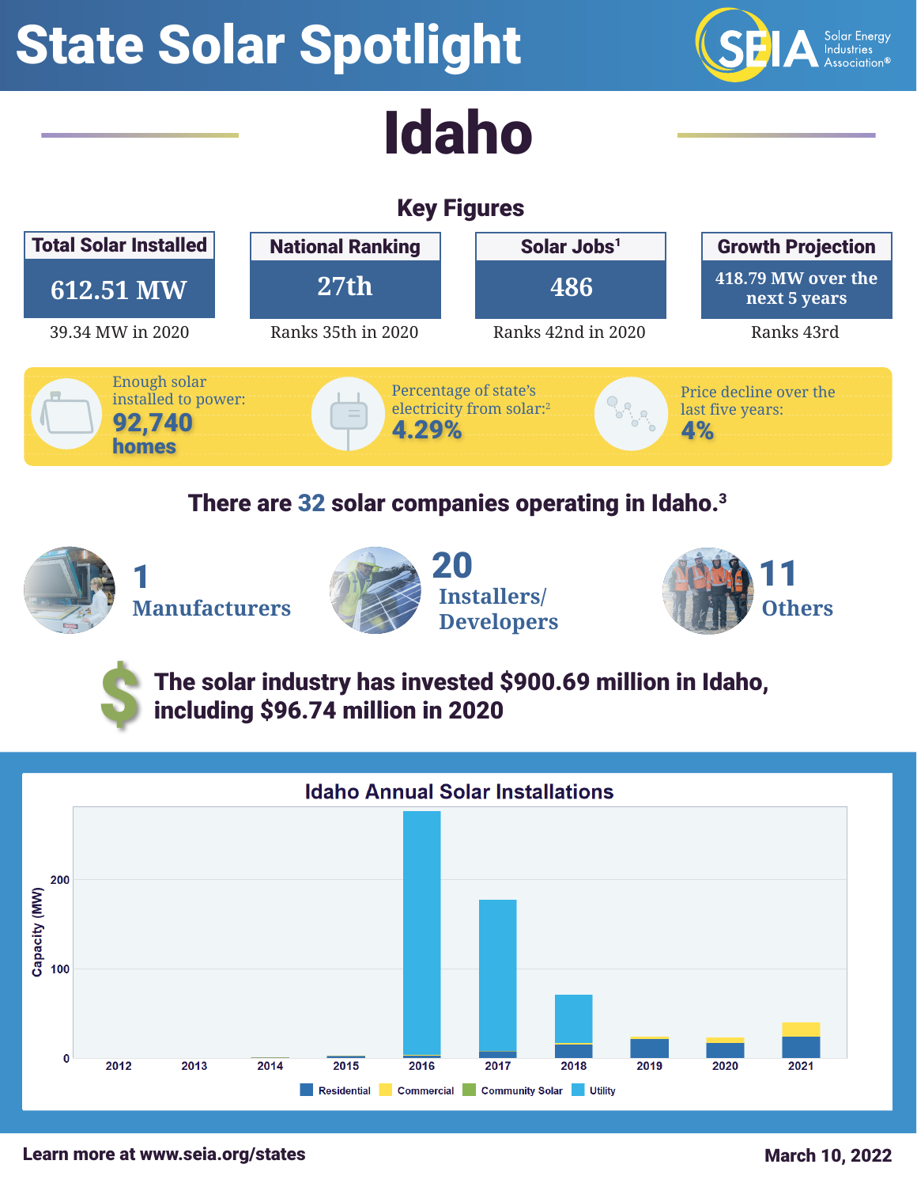# State Solar Spotlight

# Idaho

## Key Figures

| Total Solar Installed | National Ranking | Solar Jobs[1] | Growth Projection |
|---|---|---|---|
| 612.51 MW | 27th | 486 | 418.79 MW over the next 5 years |
| 39.34 MW in 2020 | Ranks 35th in 2020 | Ranks 42nd in 2020 | Ranks 43rd |

Enough solar installed to power: **92,740 homes**

Percentage of state's electricity from solar:[2] **4.29%**

Price decline over the last five years: **4%**

## There are 32 solar companies operating in Idaho.[3]

**1** Manufacturers

**20** Installers/ Developers

**11** Others

**The solar industry has invested $900.69 million in Idaho, including $96.74 million in 2020**

### Idaho Annual Solar Installations

Capacity (MW)

2012 2013 2014 2015 2016 2017 2018 2019 2020 2021

Residential | Commercial | Community Solar | Utility

Learn more at www.seia.org/states

March 10, 2022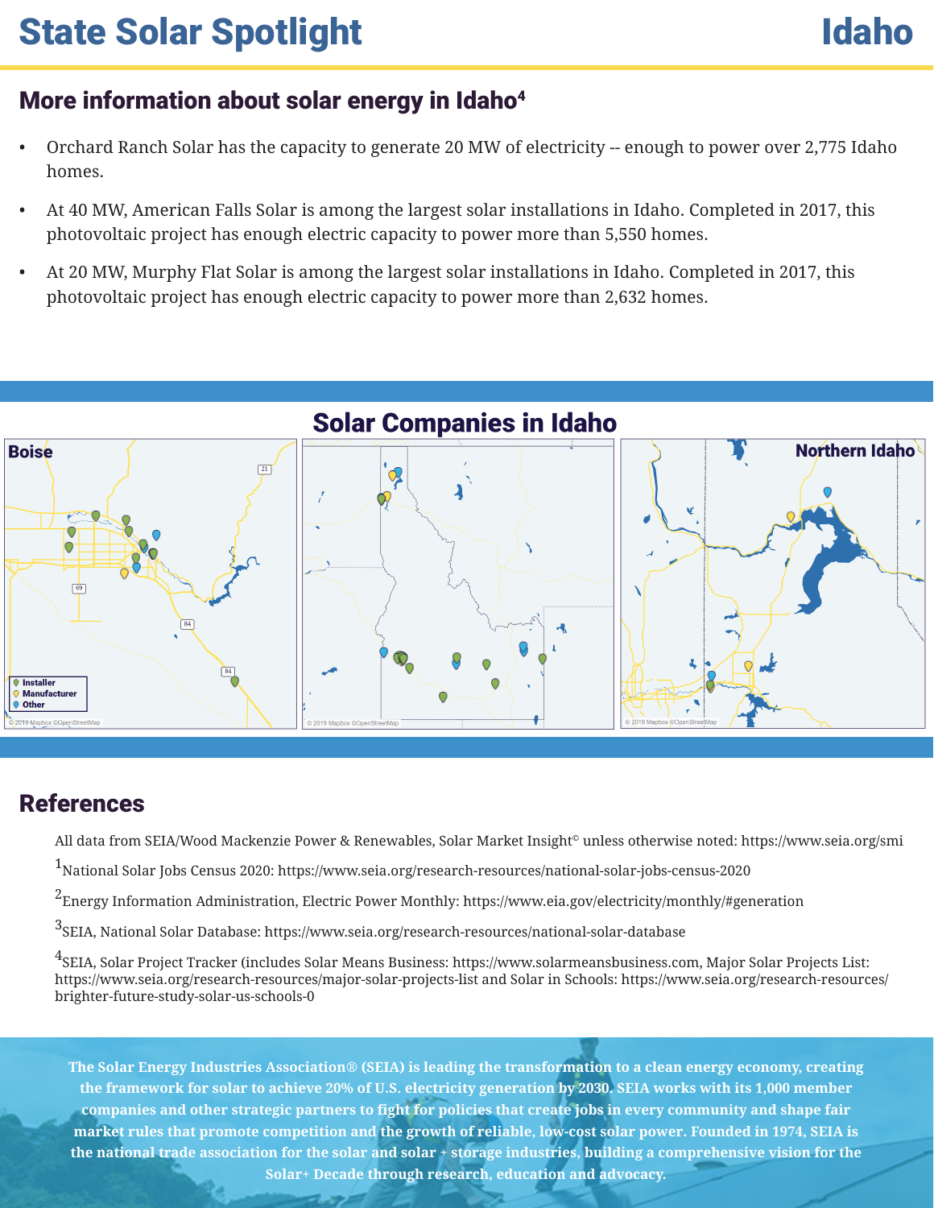# State Solar Spotlight — Idaho

## More information about solar energy in Idaho[4]

- Orchard Ranch Solar has the capacity to generate 20 MW of electricity -- enough to power over 2,775 Idaho homes.
- At 40 MW, American Falls Solar is among the largest solar installations in Idaho. Completed in 2017, this photovoltaic project has enough electric capacity to power more than 5,550 homes.
- At 20 MW, Murphy Flat Solar is among the largest solar installations in Idaho. Completed in 2017, this photovoltaic project has enough electric capacity to power more than 2,632 homes.

## Solar Companies in Idaho

Boise

Installer
Manufacturer
Other

© 2019 Mapbox ©OpenStreetMap

© 2019 Mapbox ©OpenStreetMap

Northern Idaho

© 2019 Mapbox ©OpenStreetMap

## References

All data from SEIA/Wood Mackenzie Power & Renewables, Solar Market Insight© unless otherwise noted: https://www.seia.org/smi

[1] National Solar Jobs Census 2020: https://www.seia.org/research-resources/national-solar-jobs-census-2020

[2] Energy Information Administration, Electric Power Monthly: https://www.eia.gov/electricity/monthly/#generation

[3] SEIA, National Solar Database: https://www.seia.org/research-resources/national-solar-database

[4] SEIA, Solar Project Tracker (includes Solar Means Business: https://www.solarmeansbusiness.com, Major Solar Projects List: https://www.seia.org/research-resources/major-solar-projects-list and Solar in Schools: https://www.seia.org/research-resources/brighter-future-study-solar-us-schools-0

**The Solar Energy Industries Association® (SEIA) is leading the transformation to a clean energy economy, creating the framework for solar to achieve 20% of U.S. electricity generation by 2030. SEIA works with its 1,000 member companies and other strategic partners to fight for policies that create jobs in every community and shape fair market rules that promote competition and the growth of reliable, low-cost solar power. Founded in 1974, SEIA is the national trade association for the solar and solar + storage industries, building a comprehensive vision for the Solar+ Decade through research, education and advocacy.**